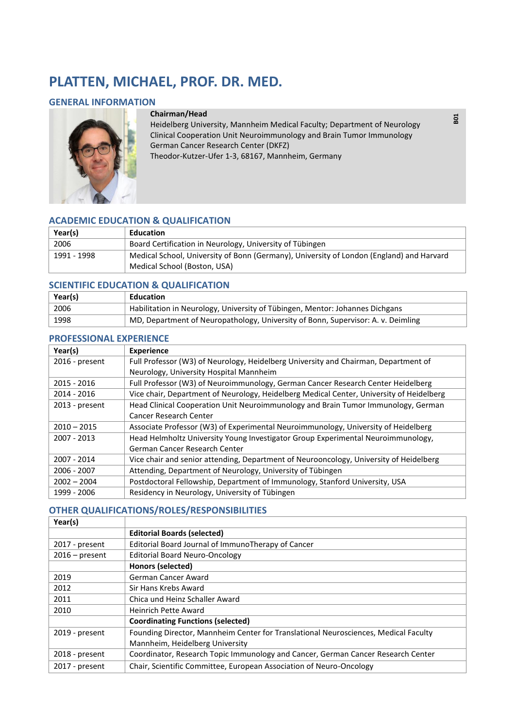# PLATTEN, MICHAEL, PROF. DR. MED.

## GENERAL INFORMATION

**Chairman/Head**
Heidelberg University, Mannheim Medical Faculty; Department of Neurology
Clinical Cooperation Unit Neuroimmunology and Brain Tumor Immunology
German Cancer Research Center (DKFZ)
Theodor-Kutzer-Ufer 1-3, 68167, Mannheim, Germany

B01

## ACADEMIC EDUCATION & QUALIFICATION

| Year(s) | Education |
|---|---|
| 2006 | Board Certification in Neurology, University of Tübingen |
| 1991 - 1998 | Medical School, University of Bonn (Germany), University of London (England) and Harvard Medical School (Boston, USA) |

## SCIENTIFIC EDUCATION & QUALIFICATION

| Year(s) | Education |
|---|---|
| 2006 | Habilitation in Neurology, University of Tübingen, Mentor: Johannes Dichgans |
| 1998 | MD, Department of Neuropathology, University of Bonn, Supervisor: A. v. Deimling |

## PROFESSIONAL EXPERIENCE

| Year(s) | Experience |
|---|---|
| 2016 - present | Full Professor (W3) of Neurology, Heidelberg University and Chairman, Department of Neurology, University Hospital Mannheim |
| 2015 - 2016 | Full Professor (W3) of Neuroimmunology, German Cancer Research Center Heidelberg |
| 2014 - 2016 | Vice chair, Department of Neurology, Heidelberg Medical Center, University of Heidelberg |
| 2013 - present | Head Clinical Cooperation Unit Neuroimmunology and Brain Tumor Immunology, German Cancer Research Center |
| 2010 – 2015 | Associate Professor (W3) of Experimental Neuroimmunology, University of Heidelberg |
| 2007 - 2013 | Head Helmholtz University Young Investigator Group Experimental Neuroimmunology, German Cancer Research Center |
| 2007 - 2014 | Vice chair and senior attending, Department of Neurooncology, University of Heidelberg |
| 2006 - 2007 | Attending, Department of Neurology, University of Tübingen |
| 2002 – 2004 | Postdoctoral Fellowship, Department of Immunology, Stanford University, USA |
| 1999 - 2006 | Residency in Neurology, University of Tübingen |

## OTHER QUALIFICATIONS/ROLES/RESPONSIBILITIES

| Year(s) | |
|---|---|
| | **Editorial Boards (selected)** |
| 2017 - present | Editorial Board Journal of ImmunoTherapy of Cancer |
| 2016 – present | Editorial Board Neuro-Oncology |
| | **Honors (selected)** |
| 2019 | German Cancer Award |
| 2012 | Sir Hans Krebs Award |
| 2011 | Chica und Heinz Schaller Award |
| 2010 | Heinrich Pette Award |
| | **Coordinating Functions (selected)** |
| 2019 - present | Founding Director, Mannheim Center for Translational Neurosciences, Medical Faculty Mannheim, Heidelberg University |
| 2018 - present | Coordinator, Research Topic Immunology and Cancer, German Cancer Research Center |
| 2017 - present | Chair, Scientific Committee, European Association of Neuro-Oncology |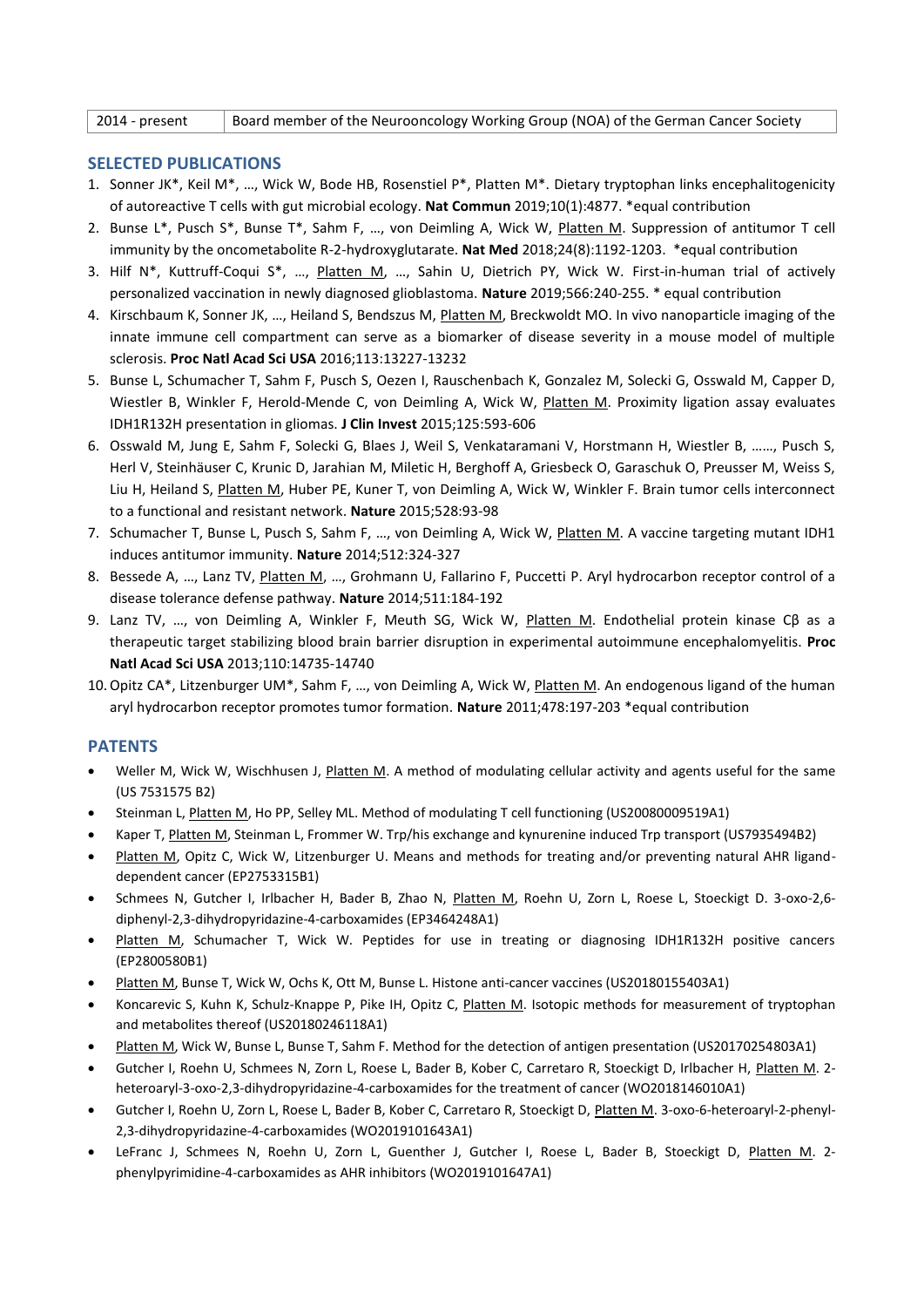| 2014 - present | Board member of the Neurooncology Working Group (NOA) of the German Cancer Society |
|---|---|

## SELECTED PUBLICATIONS

1. Sonner JK*, Keil M*, …, Wick W, Bode HB, Rosenstiel P*, Platten M*. Dietary tryptophan links encephalitogenicity of autoreactive T cells with gut microbial ecology. **Nat Commun** 2019;10(1):4877. *equal contribution
2. Bunse L*, Pusch S*, Bunse T*, Sahm F, …, von Deimling A, Wick W, Platten M. Suppression of antitumor T cell immunity by the oncometabolite R-2-hydroxyglutarate. **Nat Med** 2018;24(8):1192-1203. *equal contribution
3. Hilf N*, Kuttruff-Coqui S*, …, Platten M, …, Sahin U, Dietrich PY, Wick W. First-in-human trial of actively personalized vaccination in newly diagnosed glioblastoma. **Nature** 2019;566:240-255. * equal contribution
4. Kirschbaum K, Sonner JK, …, Heiland S, Bendszus M, Platten M, Breckwoldt MO. In vivo nanoparticle imaging of the innate immune cell compartment can serve as a biomarker of disease severity in a mouse model of multiple sclerosis. **Proc Natl Acad Sci USA** 2016;113:13227-13232
5. Bunse L, Schumacher T, Sahm F, Pusch S, Oezen I, Rauschenbach K, Gonzalez M, Solecki G, Osswald M, Capper D, Wiestler B, Winkler F, Herold-Mende C, von Deimling A, Wick W, Platten M. Proximity ligation assay evaluates IDH1R132H presentation in gliomas. **J Clin Invest** 2015;125:593-606
6. Osswald M, Jung E, Sahm F, Solecki G, Blaes J, Weil S, Venkataramani V, Horstmann H, Wiestler B, ……, Pusch S, Herl V, Steinhäuser C, Krunic D, Jarahian M, Miletic H, Berghoff A, Griesbeck O, Garaschuk O, Preusser M, Weiss S, Liu H, Heiland S, Platten M, Huber PE, Kuner T, von Deimling A, Wick W, Winkler F. Brain tumor cells interconnect to a functional and resistant network. **Nature** 2015;528:93-98
7. Schumacher T, Bunse L, Pusch S, Sahm F, …, von Deimling A, Wick W, Platten M. A vaccine targeting mutant IDH1 induces antitumor immunity. **Nature** 2014;512:324-327
8. Bessede A, …, Lanz TV, Platten M, …, Grohmann U, Fallarino F, Puccetti P. Aryl hydrocarbon receptor control of a disease tolerance defense pathway. **Nature** 2014;511:184-192
9. Lanz TV, …, von Deimling A, Winkler F, Meuth SG, Wick W, Platten M. Endothelial protein kinase Cβ as a therapeutic target stabilizing blood brain barrier disruption in experimental autoimmune encephalomyelitis. **Proc Natl Acad Sci USA** 2013;110:14735-14740
10. Opitz CA*, Litzenburger UM*, Sahm F, …, von Deimling A, Wick W, Platten M. An endogenous ligand of the human aryl hydrocarbon receptor promotes tumor formation. **Nature** 2011;478:197-203 *equal contribution

## PATENTS

- Weller M, Wick W, Wischhusen J, Platten M. A method of modulating cellular activity and agents useful for the same (US 7531575 B2)
- Steinman L, Platten M, Ho PP, Selley ML. Method of modulating T cell functioning (US20080009519A1)
- Kaper T, Platten M, Steinman L, Frommer W. Trp/his exchange and kynurenine induced Trp transport (US7935494B2)
- Platten M, Opitz C, Wick W, Litzenburger U. Means and methods for treating and/or preventing natural AHR ligand-dependent cancer (EP2753315B1)
- Schmees N, Gutcher I, Irlbacher H, Bader B, Zhao N, Platten M, Roehn U, Zorn L, Roese L, Stoeckigt D. 3-oxo-2,6-diphenyl-2,3-dihydropyridazine-4-carboxamides (EP3464248A1)
- Platten M, Schumacher T, Wick W. Peptides for use in treating or diagnosing IDH1R132H positive cancers (EP2800580B1)
- Platten M, Bunse T, Wick W, Ochs K, Ott M, Bunse L. Histone anti-cancer vaccines (US20180155403A1)
- Koncarevic S, Kuhn K, Schulz-Knappe P, Pike IH, Opitz C, Platten M. Isotopic methods for measurement of tryptophan and metabolites thereof (US20180246118A1)
- Platten M, Wick W, Bunse L, Bunse T, Sahm F. Method for the detection of antigen presentation (US20170254803A1)
- Gutcher I, Roehn U, Schmees N, Zorn L, Roese L, Bader B, Kober C, Carretaro R, Stoeckigt D, Irlbacher H, Platten M. 2-heteroaryl-3-oxo-2,3-dihydropyridazine-4-carboxamides for the treatment of cancer (WO2018146010A1)
- Gutcher I, Roehn U, Zorn L, Roese L, Bader B, Kober C, Carretaro R, Stoeckigt D, Platten M. 3-oxo-6-heteroaryl-2-phenyl-2,3-dihydropyridazine-4-carboxamides (WO2019101643A1)
- LeFranc J, Schmees N, Roehn U, Zorn L, Guenther J, Gutcher I, Roese L, Bader B, Stoeckigt D, Platten M. 2-phenylpyrimidine-4-carboxamides as AHR inhibitors (WO2019101647A1)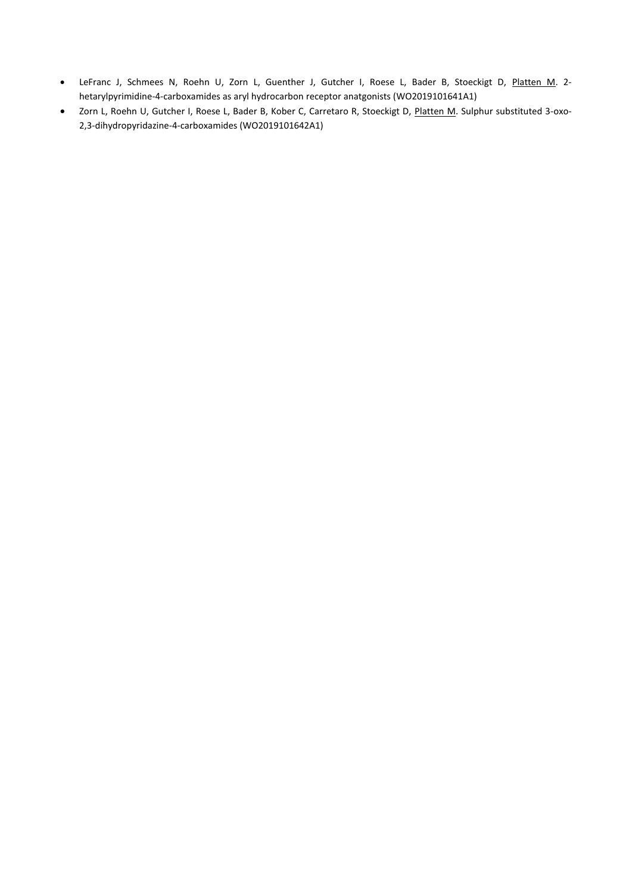- LeFranc J, Schmees N, Roehn U, Zorn L, Guenther J, Gutcher I, Roese L, Bader B, Stoeckigt D, Platten M. 2-hetarylpyrimidine-4-carboxamides as aryl hydrocarbon receptor anatgonists (WO2019101641A1)
- Zorn L, Roehn U, Gutcher I, Roese L, Bader B, Kober C, Carretaro R, Stoeckigt D, Platten M. Sulphur substituted 3-oxo-2,3-dihydropyridazine-4-carboxamides (WO2019101642A1)